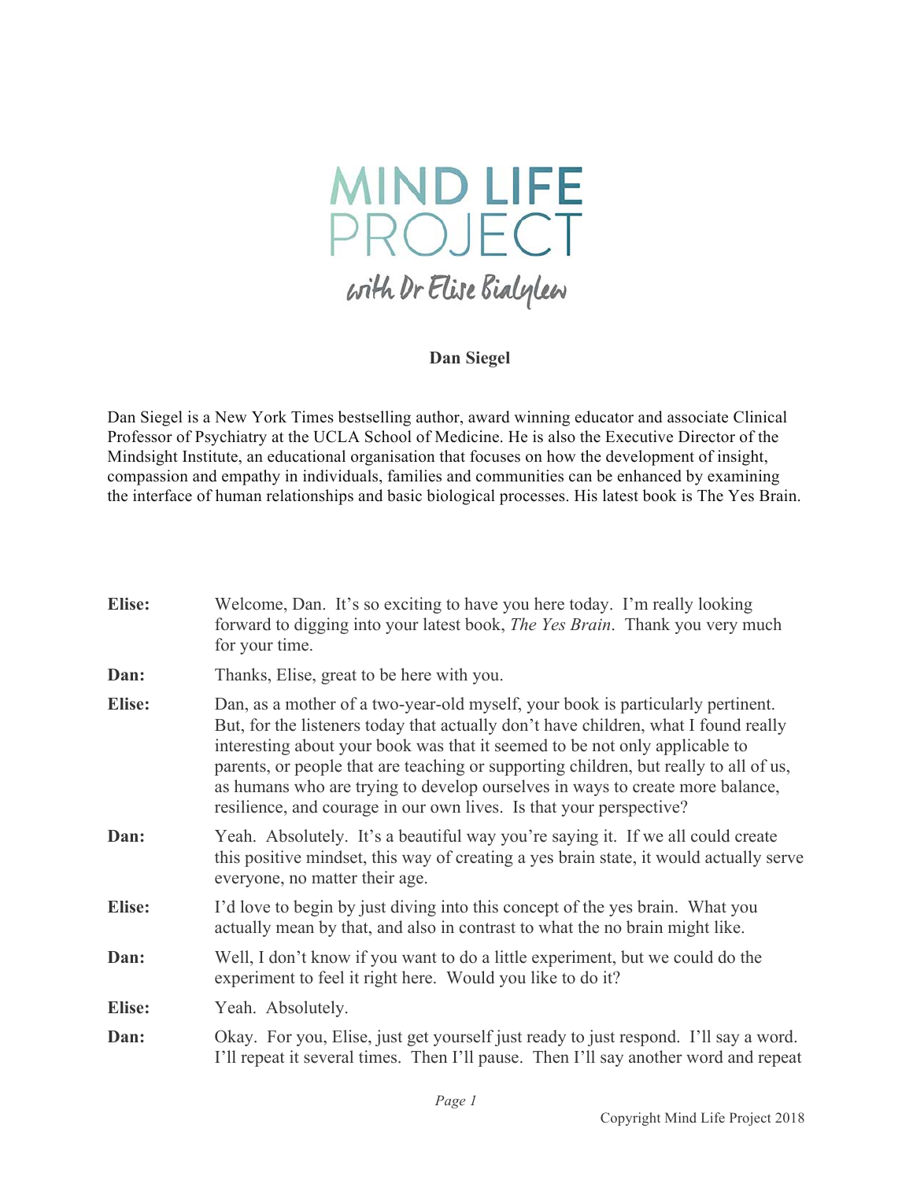# MIND LIFE PROJECT

*with Dr Elise Bialylew*

**Dan Siegel**

Dan Siegel is a New York Times bestselling author, award winning educator and associate Clinical Professor of Psychiatry at the UCLA School of Medicine. He is also the Executive Director of the Mindsight Institute, an educational organisation that focuses on how the development of insight, compassion and empathy in individuals, families and communities can be enhanced by examining the interface of human relationships and basic biological processes. His latest book is The Yes Brain.

**Elise:** Welcome, Dan. It's so exciting to have you here today. I'm really looking forward to digging into your latest book, *The Yes Brain*. Thank you very much for your time.

**Dan:** Thanks, Elise, great to be here with you.

**Elise:** Dan, as a mother of a two-year-old myself, your book is particularly pertinent. But, for the listeners today that actually don't have children, what I found really interesting about your book was that it seemed to be not only applicable to parents, or people that are teaching or supporting children, but really to all of us, as humans who are trying to develop ourselves in ways to create more balance, resilience, and courage in our own lives. Is that your perspective?

**Dan:** Yeah. Absolutely. It's a beautiful way you're saying it. If we all could create this positive mindset, this way of creating a yes brain state, it would actually serve everyone, no matter their age.

**Elise:** I'd love to begin by just diving into this concept of the yes brain. What you actually mean by that, and also in contrast to what the no brain might like.

**Dan:** Well, I don't know if you want to do a little experiment, but we could do the experiment to feel it right here. Would you like to do it?

**Elise:** Yeah. Absolutely.

**Dan:** Okay. For you, Elise, just get yourself just ready to just respond. I'll say a word. I'll repeat it several times. Then I'll pause. Then I'll say another word and repeat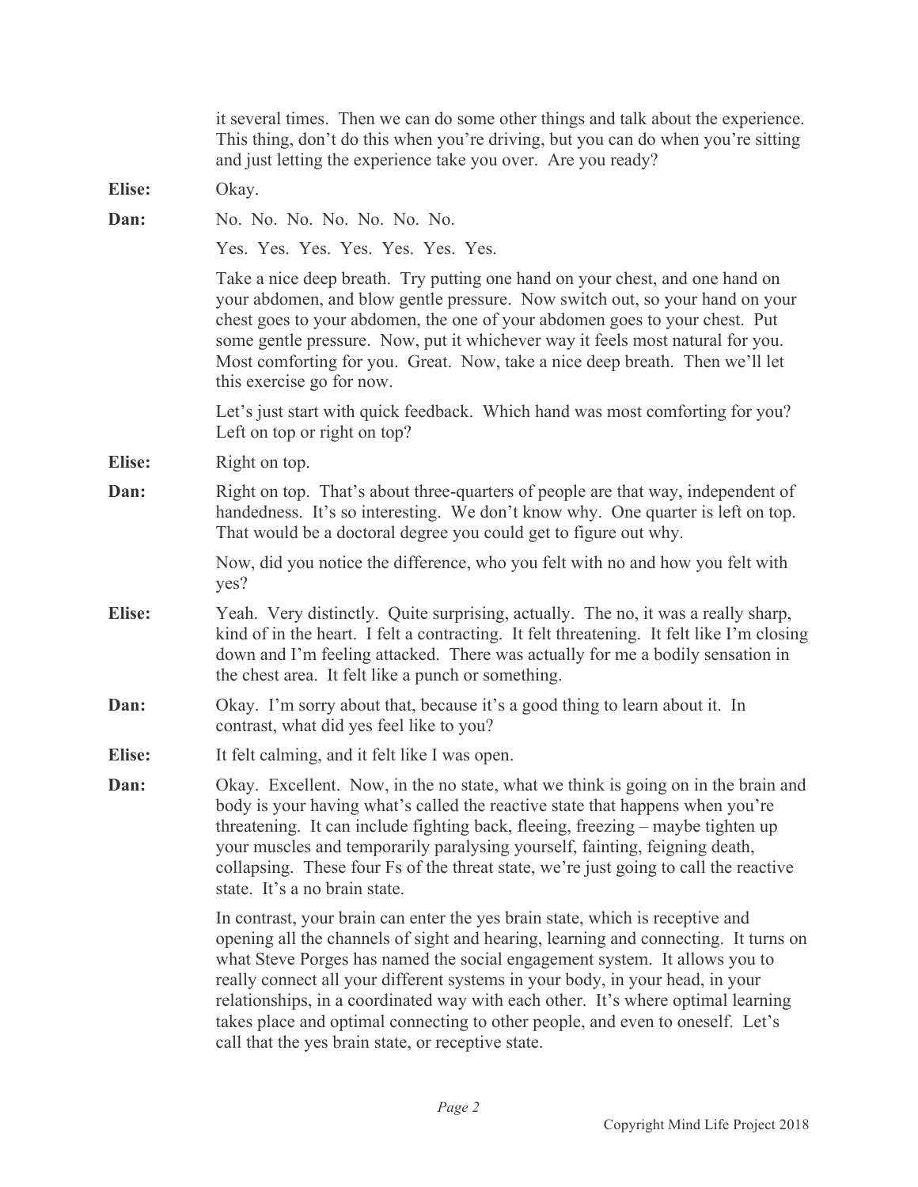it several times. Then we can do some other things and talk about the experience. This thing, don't do this when you're driving, but you can do when you're sitting and just letting the experience take you over. Are you ready?

**Elise:** Okay.

**Dan:** No. No. No. No. No. No. No.

Yes. Yes. Yes. Yes. Yes. Yes. Yes.

Take a nice deep breath. Try putting one hand on your chest, and one hand on your abdomen, and blow gentle pressure. Now switch out, so your hand on your chest goes to your abdomen, the one of your abdomen goes to your chest. Put some gentle pressure. Now, put it whichever way it feels most natural for you. Most comforting for you. Great. Now, take a nice deep breath. Then we'll let this exercise go for now.

Let's just start with quick feedback. Which hand was most comforting for you? Left on top or right on top?

**Elise:** Right on top.

**Dan:** Right on top. That's about three-quarters of people are that way, independent of handedness. It's so interesting. We don't know why. One quarter is left on top. That would be a doctoral degree you could get to figure out why.

Now, did you notice the difference, who you felt with no and how you felt with yes?

**Elise:** Yeah. Very distinctly. Quite surprising, actually. The no, it was a really sharp, kind of in the heart. I felt a contracting. It felt threatening. It felt like I'm closing down and I'm feeling attacked. There was actually for me a bodily sensation in the chest area. It felt like a punch or something.

**Dan:** Okay. I'm sorry about that, because it's a good thing to learn about it. In contrast, what did yes feel like to you?

**Elise:** It felt calming, and it felt like I was open.

**Dan:** Okay. Excellent. Now, in the no state, what we think is going on in the brain and body is your having what's called the reactive state that happens when you're threatening. It can include fighting back, fleeing, freezing – maybe tighten up your muscles and temporarily paralysing yourself, fainting, feigning death, collapsing. These four Fs of the threat state, we're just going to call the reactive state. It's a no brain state.

In contrast, your brain can enter the yes brain state, which is receptive and opening all the channels of sight and hearing, learning and connecting. It turns on what Steve Porges has named the social engagement system. It allows you to really connect all your different systems in your body, in your head, in your relationships, in a coordinated way with each other. It's where optimal learning takes place and optimal connecting to other people, and even to oneself. Let's call that the yes brain state, or receptive state.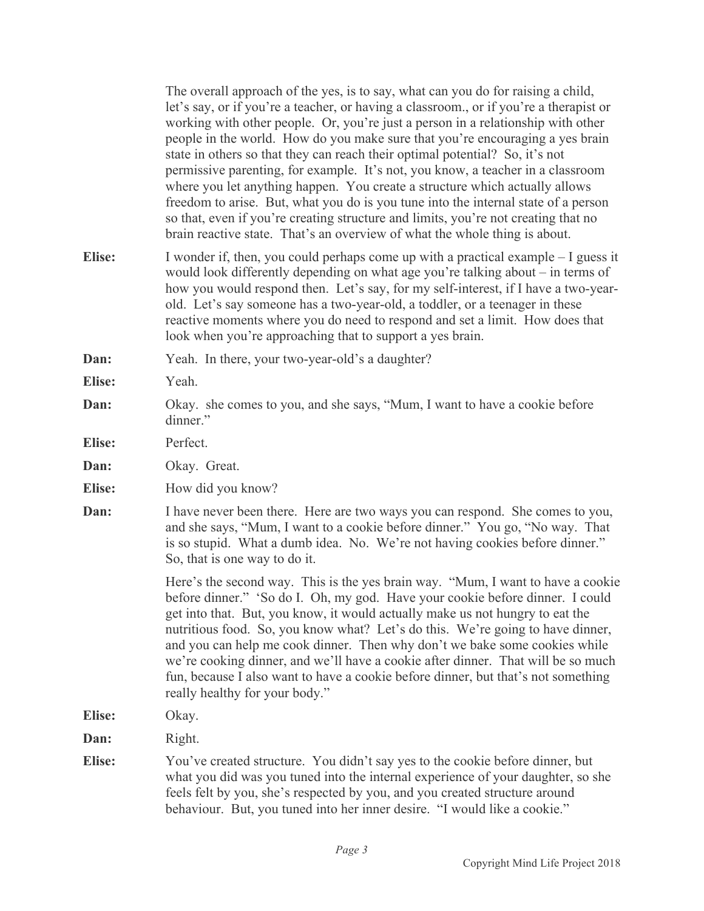The overall approach of the yes, is to say, what can you do for raising a child, let's say, or if you're a teacher, or having a classroom., or if you're a therapist or working with other people. Or, you're just a person in a relationship with other people in the world. How do you make sure that you're encouraging a yes brain state in others so that they can reach their optimal potential? So, it's not permissive parenting, for example. It's not, you know, a teacher in a classroom where you let anything happen. You create a structure which actually allows freedom to arise. But, what you do is you tune into the internal state of a person so that, even if you're creating structure and limits, you're not creating that no brain reactive state. That's an overview of what the whole thing is about.

**Elise:** I wonder if, then, you could perhaps come up with a practical example – I guess it would look differently depending on what age you're talking about – in terms of how you would respond then. Let's say, for my self-interest, if I have a two-year-old. Let's say someone has a two-year-old, a toddler, or a teenager in these reactive moments where you do need to respond and set a limit. How does that look when you're approaching that to support a yes brain.

**Dan:** Yeah. In there, your two-year-old's a daughter?

**Elise:** Yeah.

**Dan:** Okay. she comes to you, and she says, "Mum, I want to have a cookie before dinner."

**Elise:** Perfect.

**Dan:** Okay. Great.

**Elise:** How did you know?

**Dan:** I have never been there. Here are two ways you can respond. She comes to you, and she says, "Mum, I want to a cookie before dinner." You go, "No way. That is so stupid. What a dumb idea. No. We're not having cookies before dinner." So, that is one way to do it.

Here's the second way. This is the yes brain way. "Mum, I want to have a cookie before dinner." 'So do I. Oh, my god. Have your cookie before dinner. I could get into that. But, you know, it would actually make us not hungry to eat the nutritious food. So, you know what? Let's do this. We're going to have dinner, and you can help me cook dinner. Then why don't we bake some cookies while we're cooking dinner, and we'll have a cookie after dinner. That will be so much fun, because I also want to have a cookie before dinner, but that's not something really healthy for your body."

**Elise:** Okay.

**Dan:** Right.

**Elise:** You've created structure. You didn't say yes to the cookie before dinner, but what you did was you tuned into the internal experience of your daughter, so she feels felt by you, she's respected by you, and you created structure around behaviour. But, you tuned into her inner desire. "I would like a cookie."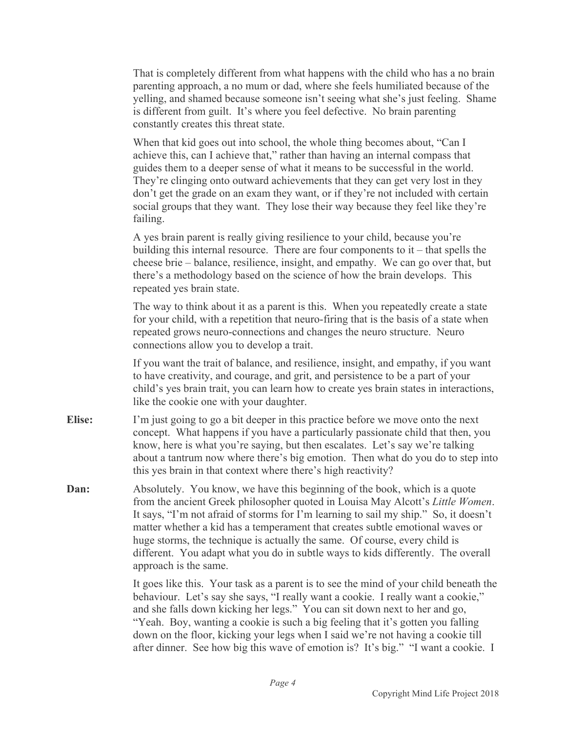That is completely different from what happens with the child who has a no brain parenting approach, a no mum or dad, where she feels humiliated because of the yelling, and shamed because someone isn't seeing what she's just feeling. Shame is different from guilt. It's where you feel defective. No brain parenting constantly creates this threat state.

When that kid goes out into school, the whole thing becomes about, "Can I achieve this, can I achieve that," rather than having an internal compass that guides them to a deeper sense of what it means to be successful in the world. They're clinging onto outward achievements that they can get very lost in they don't get the grade on an exam they want, or if they're not included with certain social groups that they want. They lose their way because they feel like they're failing.

A yes brain parent is really giving resilience to your child, because you're building this internal resource. There are four components to it – that spells the cheese brie – balance, resilience, insight, and empathy. We can go over that, but there's a methodology based on the science of how the brain develops. This repeated yes brain state.

The way to think about it as a parent is this. When you repeatedly create a state for your child, with a repetition that neuro-firing that is the basis of a state when repeated grows neuro-connections and changes the neuro structure. Neuro connections allow you to develop a trait.

If you want the trait of balance, and resilience, insight, and empathy, if you want to have creativity, and courage, and grit, and persistence to be a part of your child's yes brain trait, you can learn how to create yes brain states in interactions, like the cookie one with your daughter.

**Elise:** I'm just going to go a bit deeper in this practice before we move onto the next concept. What happens if you have a particularly passionate child that then, you know, here is what you're saying, but then escalates. Let's say we're talking about a tantrum now where there's big emotion. Then what do you do to step into this yes brain in that context where there's high reactivity?

**Dan:** Absolutely. You know, we have this beginning of the book, which is a quote from the ancient Greek philosopher quoted in Louisa May Alcott's *Little Women*. It says, "I'm not afraid of storms for I'm learning to sail my ship." So, it doesn't matter whether a kid has a temperament that creates subtle emotional waves or huge storms, the technique is actually the same. Of course, every child is different. You adapt what you do in subtle ways to kids differently. The overall approach is the same.

It goes like this. Your task as a parent is to see the mind of your child beneath the behaviour. Let's say she says, "I really want a cookie. I really want a cookie," and she falls down kicking her legs." You can sit down next to her and go, "Yeah. Boy, wanting a cookie is such a big feeling that it's gotten you falling down on the floor, kicking your legs when I said we're not having a cookie till after dinner. See how big this wave of emotion is? It's big." "I want a cookie. I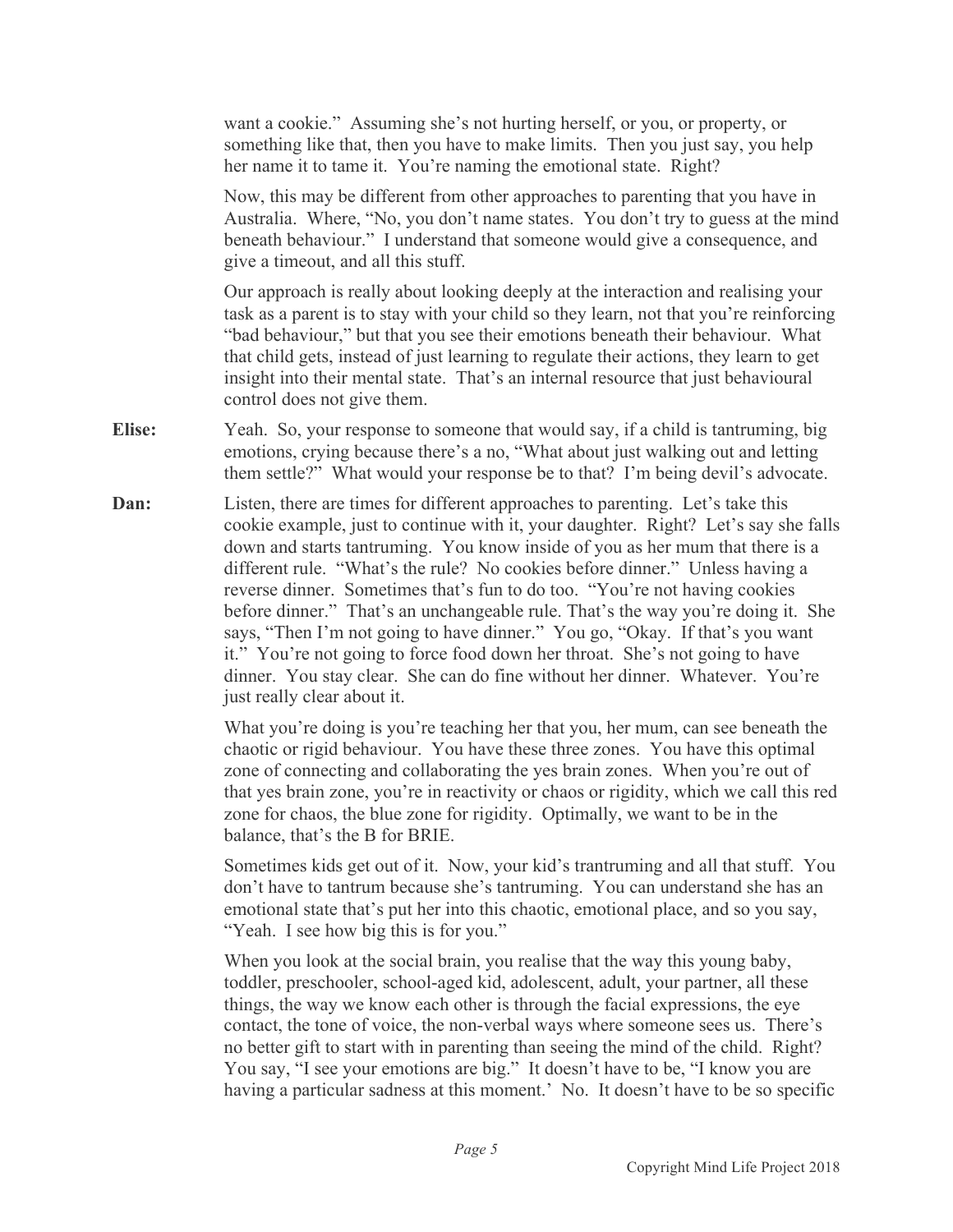want a cookie." Assuming she's not hurting herself, or you, or property, or something like that, then you have to make limits. Then you just say, you help her name it to tame it. You're naming the emotional state. Right?

Now, this may be different from other approaches to parenting that you have in Australia. Where, "No, you don't name states. You don't try to guess at the mind beneath behaviour." I understand that someone would give a consequence, and give a timeout, and all this stuff.

Our approach is really about looking deeply at the interaction and realising your task as a parent is to stay with your child so they learn, not that you're reinforcing "bad behaviour," but that you see their emotions beneath their behaviour. What that child gets, instead of just learning to regulate their actions, they learn to get insight into their mental state. That's an internal resource that just behavioural control does not give them.

**Elise:** Yeah. So, your response to someone that would say, if a child is tantruming, big emotions, crying because there's a no, "What about just walking out and letting them settle?" What would your response be to that? I'm being devil's advocate.

**Dan:** Listen, there are times for different approaches to parenting. Let's take this cookie example, just to continue with it, your daughter. Right? Let's say she falls down and starts tantruming. You know inside of you as her mum that there is a different rule. "What's the rule? No cookies before dinner." Unless having a reverse dinner. Sometimes that's fun to do too. "You're not having cookies before dinner." That's an unchangeable rule. That's the way you're doing it. She says, "Then I'm not going to have dinner." You go, "Okay. If that's you want it." You're not going to force food down her throat. She's not going to have dinner. You stay clear. She can do fine without her dinner. Whatever. You're just really clear about it.

What you're doing is you're teaching her that you, her mum, can see beneath the chaotic or rigid behaviour. You have these three zones. You have this optimal zone of connecting and collaborating the yes brain zones. When you're out of that yes brain zone, you're in reactivity or chaos or rigidity, which we call this red zone for chaos, the blue zone for rigidity. Optimally, we want to be in the balance, that's the B for BRIE.

Sometimes kids get out of it. Now, your kid's trantruming and all that stuff. You don't have to tantrum because she's tantruming. You can understand she has an emotional state that's put her into this chaotic, emotional place, and so you say, "Yeah. I see how big this is for you."

When you look at the social brain, you realise that the way this young baby, toddler, preschooler, school-aged kid, adolescent, adult, your partner, all these things, the way we know each other is through the facial expressions, the eye contact, the tone of voice, the non-verbal ways where someone sees us. There's no better gift to start with in parenting than seeing the mind of the child. Right? You say, "I see your emotions are big." It doesn't have to be, "I know you are having a particular sadness at this moment.' No. It doesn't have to be so specific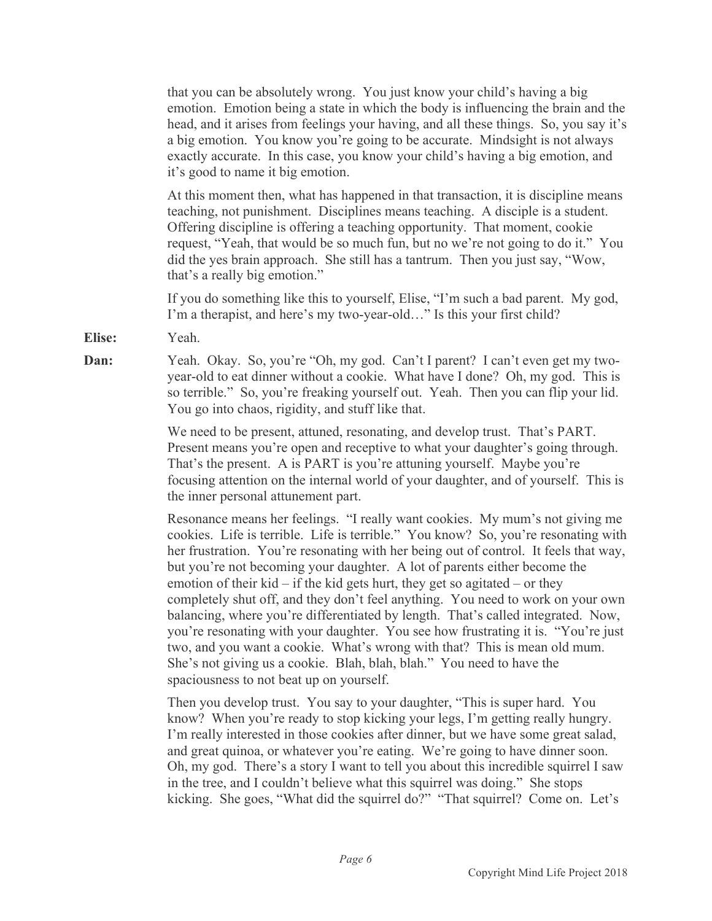that you can be absolutely wrong. You just know your child's having a big emotion. Emotion being a state in which the body is influencing the brain and the head, and it arises from feelings your having, and all these things. So, you say it's a big emotion. You know you're going to be accurate. Mindsight is not always exactly accurate. In this case, you know your child's having a big emotion, and it's good to name it big emotion.

At this moment then, what has happened in that transaction, it is discipline means teaching, not punishment. Disciplines means teaching. A disciple is a student. Offering discipline is offering a teaching opportunity. That moment, cookie request, "Yeah, that would be so much fun, but no we're not going to do it." You did the yes brain approach. She still has a tantrum. Then you just say, "Wow, that's a really big emotion."

If you do something like this to yourself, Elise, "I'm such a bad parent. My god, I'm a therapist, and here's my two-year-old…" Is this your first child?

**Elise:** Yeah.

**Dan:** Yeah. Okay. So, you're "Oh, my god. Can't I parent? I can't even get my two-year-old to eat dinner without a cookie. What have I done? Oh, my god. This is so terrible." So, you're freaking yourself out. Yeah. Then you can flip your lid. You go into chaos, rigidity, and stuff like that.

We need to be present, attuned, resonating, and develop trust. That's PART. Present means you're open and receptive to what your daughter's going through. That's the present. A is PART is you're attuning yourself. Maybe you're focusing attention on the internal world of your daughter, and of yourself. This is the inner personal attunement part.

Resonance means her feelings. "I really want cookies. My mum's not giving me cookies. Life is terrible. Life is terrible." You know? So, you're resonating with her frustration. You're resonating with her being out of control. It feels that way, but you're not becoming your daughter. A lot of parents either become the emotion of their kid – if the kid gets hurt, they get so agitated – or they completely shut off, and they don't feel anything. You need to work on your own balancing, where you're differentiated by length. That's called integrated. Now, you're resonating with your daughter. You see how frustrating it is. "You're just two, and you want a cookie. What's wrong with that? This is mean old mum. She's not giving us a cookie. Blah, blah, blah." You need to have the spaciousness to not beat up on yourself.

Then you develop trust. You say to your daughter, "This is super hard. You know? When you're ready to stop kicking your legs, I'm getting really hungry. I'm really interested in those cookies after dinner, but we have some great salad, and great quinoa, or whatever you're eating. We're going to have dinner soon. Oh, my god. There's a story I want to tell you about this incredible squirrel I saw in the tree, and I couldn't believe what this squirrel was doing." She stops kicking. She goes, "What did the squirrel do?" "That squirrel? Come on. Let's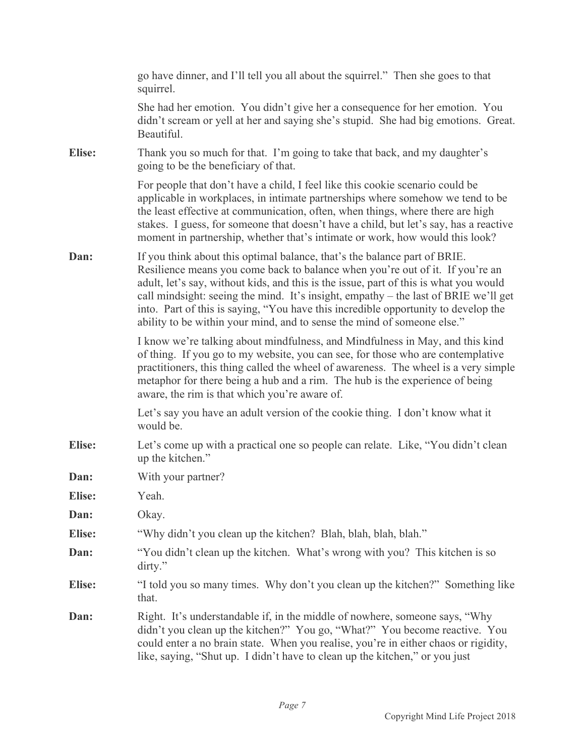go have dinner, and I'll tell you all about the squirrel." Then she goes to that squirrel.

She had her emotion. You didn't give her a consequence for her emotion. You didn't scream or yell at her and saying she's stupid. She had big emotions. Great. Beautiful.

**Elise:** Thank you so much for that. I'm going to take that back, and my daughter's going to be the beneficiary of that.

For people that don't have a child, I feel like this cookie scenario could be applicable in workplaces, in intimate partnerships where somehow we tend to be the least effective at communication, often, when things, where there are high stakes. I guess, for someone that doesn't have a child, but let's say, has a reactive moment in partnership, whether that's intimate or work, how would this look?

**Dan:** If you think about this optimal balance, that's the balance part of BRIE. Resilience means you come back to balance when you're out of it. If you're an adult, let's say, without kids, and this is the issue, part of this is what you would call mindsight: seeing the mind. It's insight, empathy – the last of BRIE we'll get into. Part of this is saying, "You have this incredible opportunity to develop the ability to be within your mind, and to sense the mind of someone else."

I know we're talking about mindfulness, and Mindfulness in May, and this kind of thing. If you go to my website, you can see, for those who are contemplative practitioners, this thing called the wheel of awareness. The wheel is a very simple metaphor for there being a hub and a rim. The hub is the experience of being aware, the rim is that which you're aware of.

Let's say you have an adult version of the cookie thing. I don't know what it would be.

**Elise:** Let's come up with a practical one so people can relate. Like, "You didn't clean up the kitchen."

**Dan:** With your partner?

**Elise:** Yeah.

**Dan:** Okay.

**Elise:** "Why didn't you clean up the kitchen? Blah, blah, blah, blah."

**Dan:** "You didn't clean up the kitchen. What's wrong with you? This kitchen is so dirty."

**Elise:** "I told you so many times. Why don't you clean up the kitchen?" Something like that.

**Dan:** Right. It's understandable if, in the middle of nowhere, someone says, "Why didn't you clean up the kitchen?" You go, "What?" You become reactive. You could enter a no brain state. When you realise, you're in either chaos or rigidity, like, saying, "Shut up. I didn't have to clean up the kitchen," or you just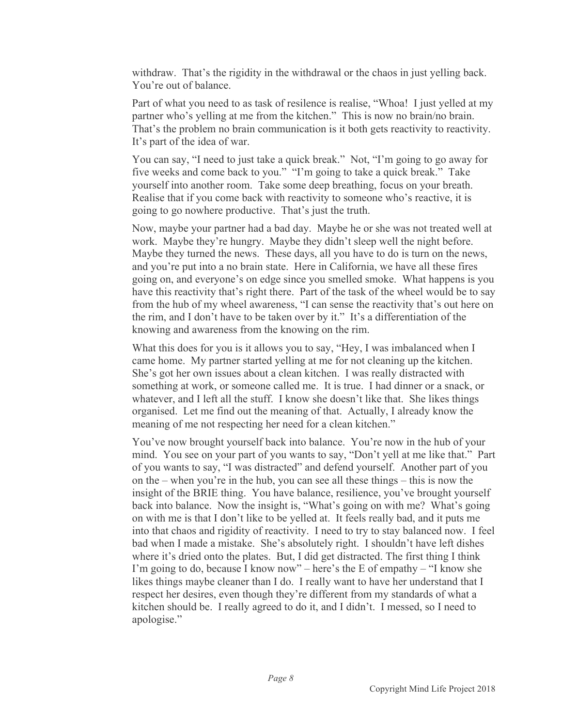withdraw. That's the rigidity in the withdrawal or the chaos in just yelling back. You're out of balance.

Part of what you need to as task of resilence is realise, "Whoa! I just yelled at my partner who's yelling at me from the kitchen." This is now no brain/no brain. That's the problem no brain communication is it both gets reactivity to reactivity. It's part of the idea of war.

You can say, "I need to just take a quick break." Not, "I'm going to go away for five weeks and come back to you." "I'm going to take a quick break." Take yourself into another room. Take some deep breathing, focus on your breath. Realise that if you come back with reactivity to someone who's reactive, it is going to go nowhere productive. That's just the truth.

Now, maybe your partner had a bad day. Maybe he or she was not treated well at work. Maybe they're hungry. Maybe they didn't sleep well the night before. Maybe they turned the news. These days, all you have to do is turn on the news, and you're put into a no brain state. Here in California, we have all these fires going on, and everyone's on edge since you smelled smoke. What happens is you have this reactivity that's right there. Part of the task of the wheel would be to say from the hub of my wheel awareness, "I can sense the reactivity that's out here on the rim, and I don't have to be taken over by it." It's a differentiation of the knowing and awareness from the knowing on the rim.

What this does for you is it allows you to say, "Hey, I was imbalanced when I came home. My partner started yelling at me for not cleaning up the kitchen. She's got her own issues about a clean kitchen. I was really distracted with something at work, or someone called me. It is true. I had dinner or a snack, or whatever, and I left all the stuff. I know she doesn't like that. She likes things organised. Let me find out the meaning of that. Actually, I already know the meaning of me not respecting her need for a clean kitchen."

You've now brought yourself back into balance. You're now in the hub of your mind. You see on your part of you wants to say, "Don't yell at me like that." Part of you wants to say, "I was distracted" and defend yourself. Another part of you on the – when you're in the hub, you can see all these things – this is now the insight of the BRIE thing. You have balance, resilience, you've brought yourself back into balance. Now the insight is, "What's going on with me? What's going on with me is that I don't like to be yelled at. It feels really bad, and it puts me into that chaos and rigidity of reactivity. I need to try to stay balanced now. I feel bad when I made a mistake. She's absolutely right. I shouldn't have left dishes where it's dried onto the plates. But, I did get distracted. The first thing I think I'm going to do, because I know now" – here's the E of empathy – "I know she likes things maybe cleaner than I do. I really want to have her understand that I respect her desires, even though they're different from my standards of what a kitchen should be. I really agreed to do it, and I didn't. I messed, so I need to apologise."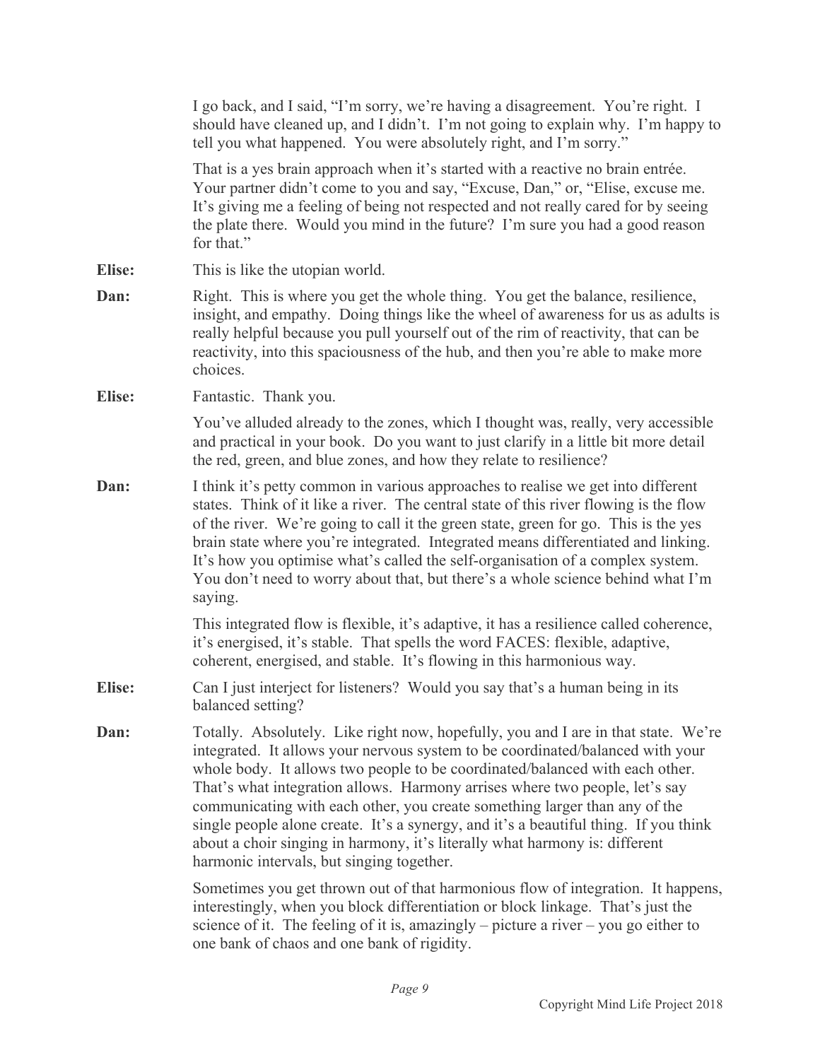I go back, and I said, "I'm sorry, we're having a disagreement. You're right. I should have cleaned up, and I didn't. I'm not going to explain why. I'm happy to tell you what happened. You were absolutely right, and I'm sorry."

That is a yes brain approach when it's started with a reactive no brain entrée. Your partner didn't come to you and say, "Excuse, Dan," or, "Elise, excuse me. It's giving me a feeling of being not respected and not really cared for by seeing the plate there. Would you mind in the future? I'm sure you had a good reason for that."

**Elise:** This is like the utopian world.

**Dan:** Right. This is where you get the whole thing. You get the balance, resilience, insight, and empathy. Doing things like the wheel of awareness for us as adults is really helpful because you pull yourself out of the rim of reactivity, that can be reactivity, into this spaciousness of the hub, and then you're able to make more choices.

**Elise:** Fantastic. Thank you.

You've alluded already to the zones, which I thought was, really, very accessible and practical in your book. Do you want to just clarify in a little bit more detail the red, green, and blue zones, and how they relate to resilience?

**Dan:** I think it's petty common in various approaches to realise we get into different states. Think of it like a river. The central state of this river flowing is the flow of the river. We're going to call it the green state, green for go. This is the yes brain state where you're integrated. Integrated means differentiated and linking. It's how you optimise what's called the self-organisation of a complex system. You don't need to worry about that, but there's a whole science behind what I'm saying.

This integrated flow is flexible, it's adaptive, it has a resilience called coherence, it's energised, it's stable. That spells the word FACES: flexible, adaptive, coherent, energised, and stable. It's flowing in this harmonious way.

**Elise:** Can I just interject for listeners? Would you say that's a human being in its balanced setting?

**Dan:** Totally. Absolutely. Like right now, hopefully, you and I are in that state. We're integrated. It allows your nervous system to be coordinated/balanced with your whole body. It allows two people to be coordinated/balanced with each other. That's what integration allows. Harmony arrises where two people, let's say communicating with each other, you create something larger than any of the single people alone create. It's a synergy, and it's a beautiful thing. If you think about a choir singing in harmony, it's literally what harmony is: different harmonic intervals, but singing together.

Sometimes you get thrown out of that harmonious flow of integration. It happens, interestingly, when you block differentiation or block linkage. That's just the science of it. The feeling of it is, amazingly – picture a river – you go either to one bank of chaos and one bank of rigidity.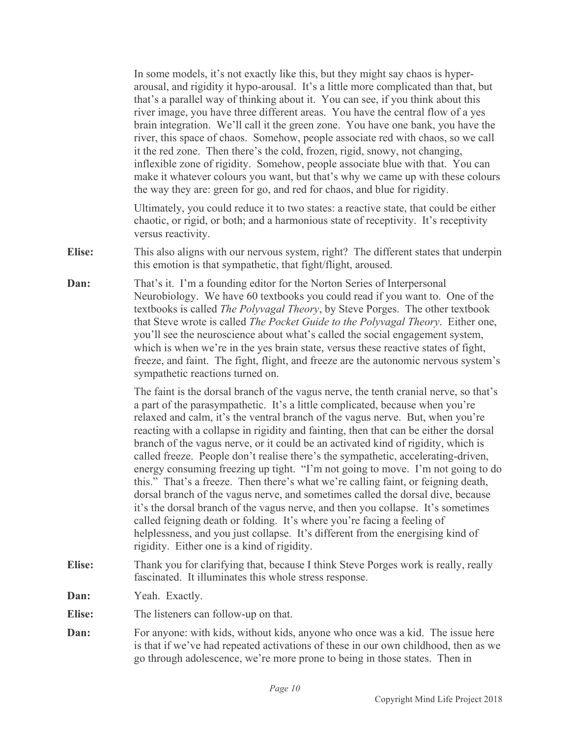In some models, it's not exactly like this, but they might say chaos is hyper-arousal, and rigidity it hypo-arousal. It's a little more complicated than that, but that's a parallel way of thinking about it. You can see, if you think about this river image, you have three different areas. You have the central flow of a yes brain integration. We'll call it the green zone. You have one bank, you have the river, this space of chaos. Somehow, people associate red with chaos, so we call it the red zone. Then there's the cold, frozen, rigid, snowy, not changing, inflexible zone of rigidity. Somehow, people associate blue with that. You can make it whatever colours you want, but that's why we came up with these colours the way they are: green for go, and red for chaos, and blue for rigidity.

Ultimately, you could reduce it to two states: a reactive state, that could be either chaotic, or rigid, or both; and a harmonious state of receptivity. It's receptivity versus reactivity.

**Elise:** This also aligns with our nervous system, right? The different states that underpin this emotion is that sympathetic, that fight/flight, aroused.

**Dan:** That's it. I'm a founding editor for the Norton Series of Interpersonal Neurobiology. We have 60 textbooks you could read if you want to. One of the textbooks is called *The Polyvagal Theory*, by Steve Porges. The other textbook that Steve wrote is called *The Pocket Guide to the Polyvagal Theory*. Either one, you'll see the neuroscience about what's called the social engagement system, which is when we're in the yes brain state, versus these reactive states of fight, freeze, and faint. The fight, flight, and freeze are the autonomic nervous system's sympathetic reactions turned on.

The faint is the dorsal branch of the vagus nerve, the tenth cranial nerve, so that's a part of the parasympathetic. It's a little complicated, because when you're relaxed and calm, it's the ventral branch of the vagus nerve. But, when you're reacting with a collapse in rigidity and fainting, then that can be either the dorsal branch of the vagus nerve, or it could be an activated kind of rigidity, which is called freeze. People don't realise there's the sympathetic, accelerating-driven, energy consuming freezing up tight. "I'm not going to move. I'm not going to do this." That's a freeze. Then there's what we're calling faint, or feigning death, dorsal branch of the vagus nerve, and sometimes called the dorsal dive, because it's the dorsal branch of the vagus nerve, and then you collapse. It's sometimes called feigning death or folding. It's where you're facing a feeling of helplessness, and you just collapse. It's different from the energising kind of rigidity. Either one is a kind of rigidity.

**Elise:** Thank you for clarifying that, because I think Steve Porges work is really, really fascinated. It illuminates this whole stress response.

**Dan:** Yeah. Exactly.

**Elise:** The listeners can follow-up on that.

**Dan:** For anyone: with kids, without kids, anyone who once was a kid. The issue here is that if we've had repeated activations of these in our own childhood, then as we go through adolescence, we're more prone to being in those states. Then in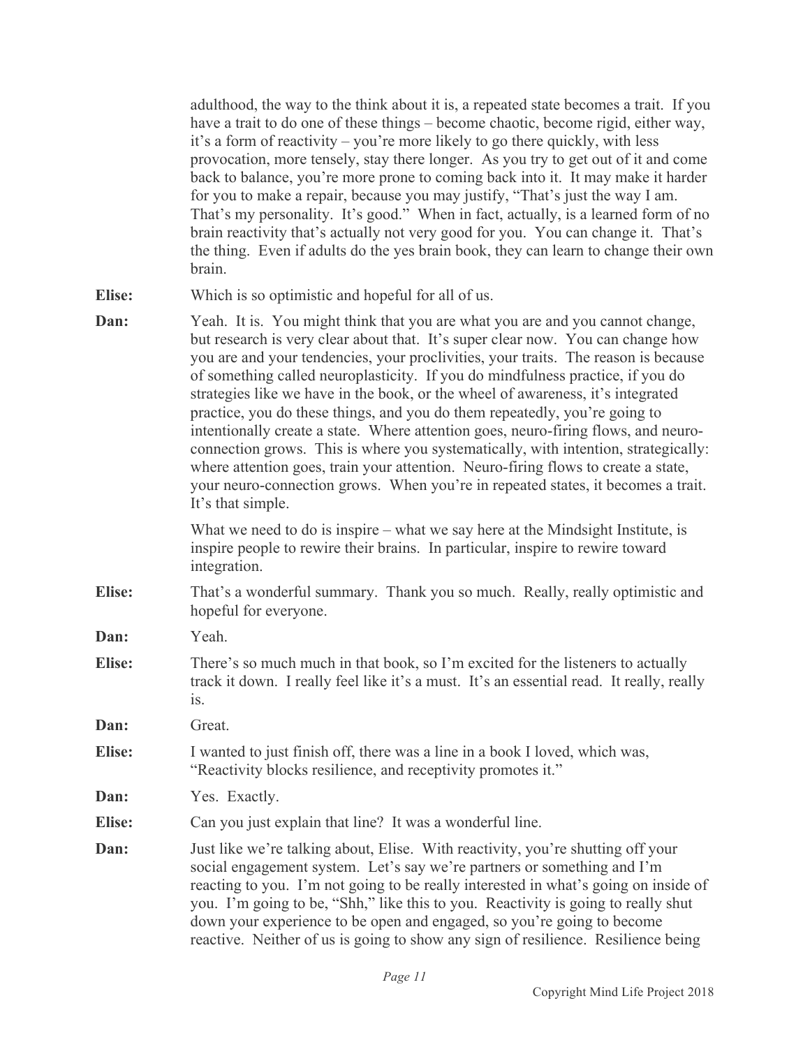adulthood, the way to the think about it is, a repeated state becomes a trait. If you have a trait to do one of these things – become chaotic, become rigid, either way, it's a form of reactivity – you're more likely to go there quickly, with less provocation, more tensely, stay there longer. As you try to get out of it and come back to balance, you're more prone to coming back into it. It may make it harder for you to make a repair, because you may justify, "That's just the way I am. That's my personality. It's good." When in fact, actually, is a learned form of no brain reactivity that's actually not very good for you. You can change it. That's the thing. Even if adults do the yes brain book, they can learn to change their own brain.

**Elise:** Which is so optimistic and hopeful for all of us.

**Dan:** Yeah. It is. You might think that you are what you are and you cannot change, but research is very clear about that. It's super clear now. You can change how you are and your tendencies, your proclivities, your traits. The reason is because of something called neuroplasticity. If you do mindfulness practice, if you do strategies like we have in the book, or the wheel of awareness, it's integrated practice, you do these things, and you do them repeatedly, you're going to intentionally create a state. Where attention goes, neuro-firing flows, and neuro-connection grows. This is where you systematically, with intention, strategically: where attention goes, train your attention. Neuro-firing flows to create a state, your neuro-connection grows. When you're in repeated states, it becomes a trait. It's that simple.

What we need to do is inspire – what we say here at the Mindsight Institute, is inspire people to rewire their brains. In particular, inspire to rewire toward integration.

**Elise:** That's a wonderful summary. Thank you so much. Really, really optimistic and hopeful for everyone.

**Dan:** Yeah.

**Elise:** There's so much much in that book, so I'm excited for the listeners to actually track it down. I really feel like it's a must. It's an essential read. It really, really is.

**Dan:** Great.

**Elise:** I wanted to just finish off, there was a line in a book I loved, which was, "Reactivity blocks resilience, and receptivity promotes it."

**Dan:** Yes. Exactly.

**Elise:** Can you just explain that line? It was a wonderful line.

**Dan:** Just like we're talking about, Elise. With reactivity, you're shutting off your social engagement system. Let's say we're partners or something and I'm reacting to you. I'm not going to be really interested in what's going on inside of you. I'm going to be, "Shh," like this to you. Reactivity is going to really shut down your experience to be open and engaged, so you're going to become reactive. Neither of us is going to show any sign of resilience. Resilience being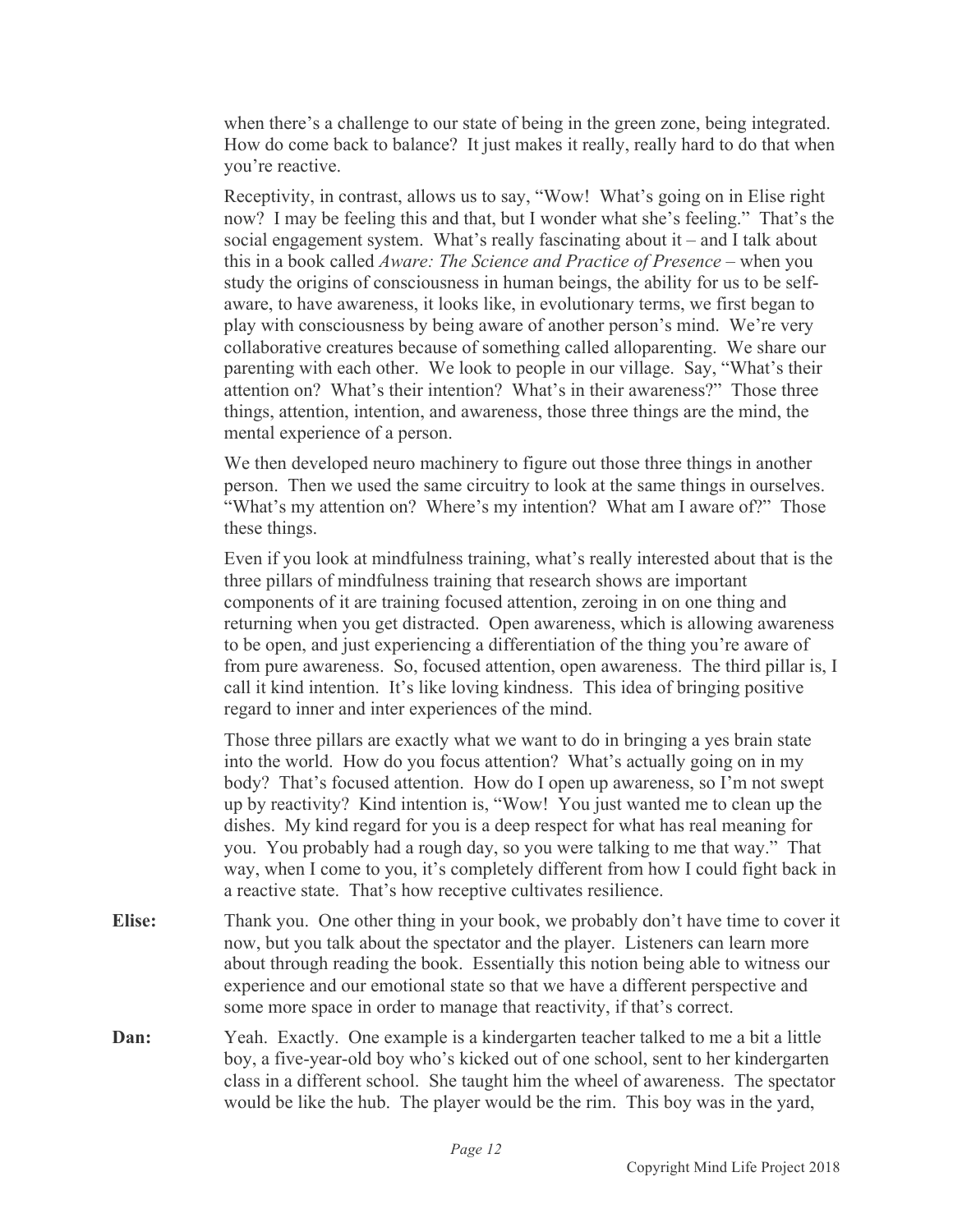when there's a challenge to our state of being in the green zone, being integrated. How do come back to balance? It just makes it really, really hard to do that when you're reactive.

Receptivity, in contrast, allows us to say, "Wow! What's going on in Elise right now? I may be feeling this and that, but I wonder what she's feeling." That's the social engagement system. What's really fascinating about it – and I talk about this in a book called *Aware: The Science and Practice of Presence* – when you study the origins of consciousness in human beings, the ability for us to be self-aware, to have awareness, it looks like, in evolutionary terms, we first began to play with consciousness by being aware of another person's mind. We're very collaborative creatures because of something called alloparenting. We share our parenting with each other. We look to people in our village. Say, "What's their attention on? What's their intention? What's in their awareness?" Those three things, attention, intention, and awareness, those three things are the mind, the mental experience of a person.

We then developed neuro machinery to figure out those three things in another person. Then we used the same circuitry to look at the same things in ourselves. "What's my attention on? Where's my intention? What am I aware of?" Those these things.

Even if you look at mindfulness training, what's really interested about that is the three pillars of mindfulness training that research shows are important components of it are training focused attention, zeroing in on one thing and returning when you get distracted. Open awareness, which is allowing awareness to be open, and just experiencing a differentiation of the thing you're aware of from pure awareness. So, focused attention, open awareness. The third pillar is, I call it kind intention. It's like loving kindness. This idea of bringing positive regard to inner and inter experiences of the mind.

Those three pillars are exactly what we want to do in bringing a yes brain state into the world. How do you focus attention? What's actually going on in my body? That's focused attention. How do I open up awareness, so I'm not swept up by reactivity? Kind intention is, "Wow! You just wanted me to clean up the dishes. My kind regard for you is a deep respect for what has real meaning for you. You probably had a rough day, so you were talking to me that way." That way, when I come to you, it's completely different from how I could fight back in a reactive state. That's how receptive cultivates resilience.

**Elise:** Thank you. One other thing in your book, we probably don't have time to cover it now, but you talk about the spectator and the player. Listeners can learn more about through reading the book. Essentially this notion being able to witness our experience and our emotional state so that we have a different perspective and some more space in order to manage that reactivity, if that's correct.

**Dan:** Yeah. Exactly. One example is a kindergarten teacher talked to me a bit a little boy, a five-year-old boy who's kicked out of one school, sent to her kindergarten class in a different school. She taught him the wheel of awareness. The spectator would be like the hub. The player would be the rim. This boy was in the yard,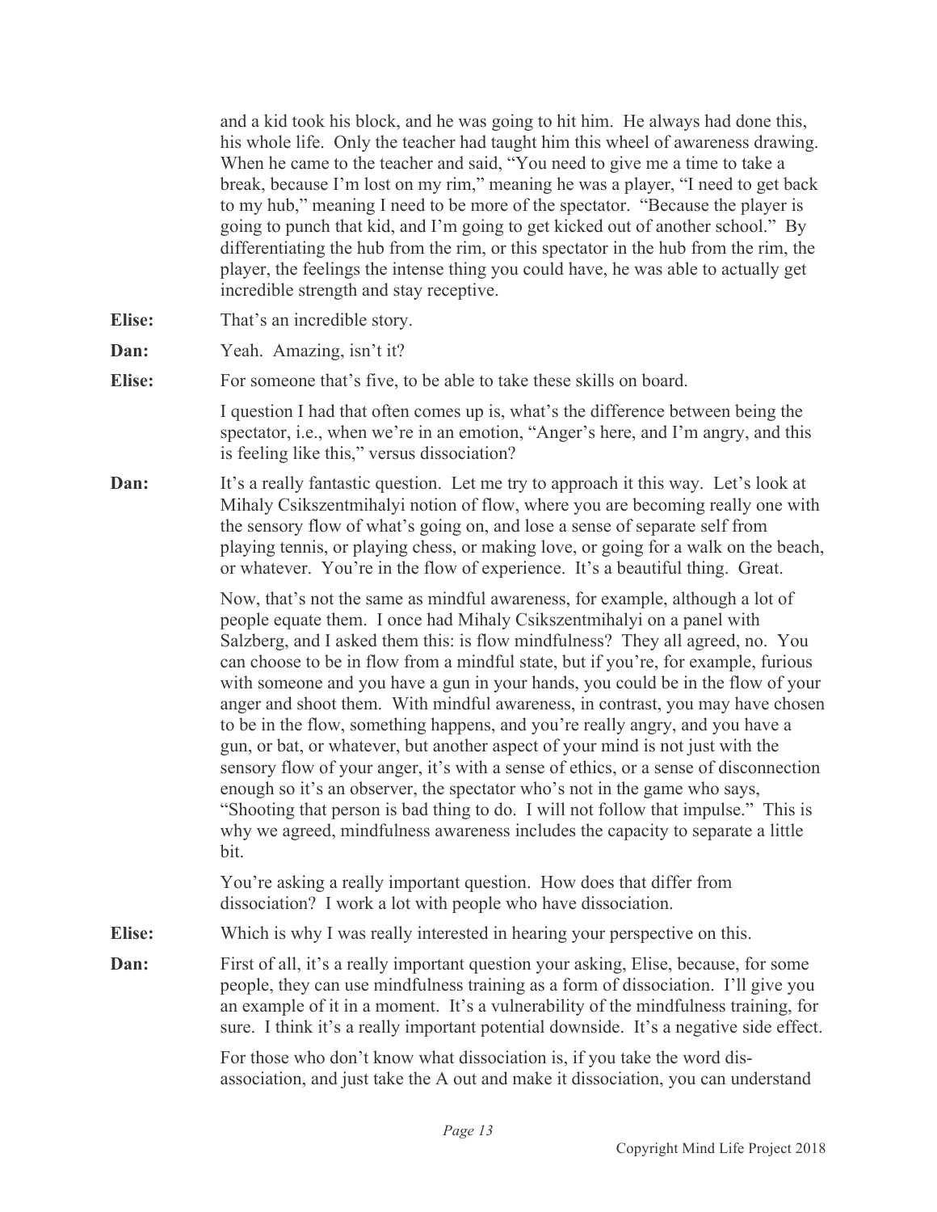and a kid took his block, and he was going to hit him. He always had done this, his whole life. Only the teacher had taught him this wheel of awareness drawing. When he came to the teacher and said, "You need to give me a time to take a break, because I'm lost on my rim," meaning he was a player, "I need to get back to my hub," meaning I need to be more of the spectator. "Because the player is going to punch that kid, and I'm going to get kicked out of another school." By differentiating the hub from the rim, or this spectator in the hub from the rim, the player, the feelings the intense thing you could have, he was able to actually get incredible strength and stay receptive.

**Elise:** That's an incredible story.

**Dan:** Yeah. Amazing, isn't it?

**Elise:** For someone that's five, to be able to take these skills on board.

I question I had that often comes up is, what's the difference between being the spectator, i.e., when we're in an emotion, "Anger's here, and I'm angry, and this is feeling like this," versus dissociation?

**Dan:** It's a really fantastic question. Let me try to approach it this way. Let's look at Mihaly Csikszentmihalyi notion of flow, where you are becoming really one with the sensory flow of what's going on, and lose a sense of separate self from playing tennis, or playing chess, or making love, or going for a walk on the beach, or whatever. You're in the flow of experience. It's a beautiful thing. Great.

Now, that's not the same as mindful awareness, for example, although a lot of people equate them. I once had Mihaly Csikszentmihalyi on a panel with Salzberg, and I asked them this: is flow mindfulness? They all agreed, no. You can choose to be in flow from a mindful state, but if you're, for example, furious with someone and you have a gun in your hands, you could be in the flow of your anger and shoot them. With mindful awareness, in contrast, you may have chosen to be in the flow, something happens, and you're really angry, and you have a gun, or bat, or whatever, but another aspect of your mind is not just with the sensory flow of your anger, it's with a sense of ethics, or a sense of disconnection enough so it's an observer, the spectator who's not in the game who says, "Shooting that person is bad thing to do. I will not follow that impulse." This is why we agreed, mindfulness awareness includes the capacity to separate a little bit.

You're asking a really important question. How does that differ from dissociation? I work a lot with people who have dissociation.

**Elise:** Which is why I was really interested in hearing your perspective on this.

**Dan:** First of all, it's a really important question your asking, Elise, because, for some people, they can use mindfulness training as a form of dissociation. I'll give you an example of it in a moment. It's a vulnerability of the mindfulness training, for sure. I think it's a really important potential downside. It's a negative side effect.

For those who don't know what dissociation is, if you take the word dis-association, and just take the A out and make it dissociation, you can understand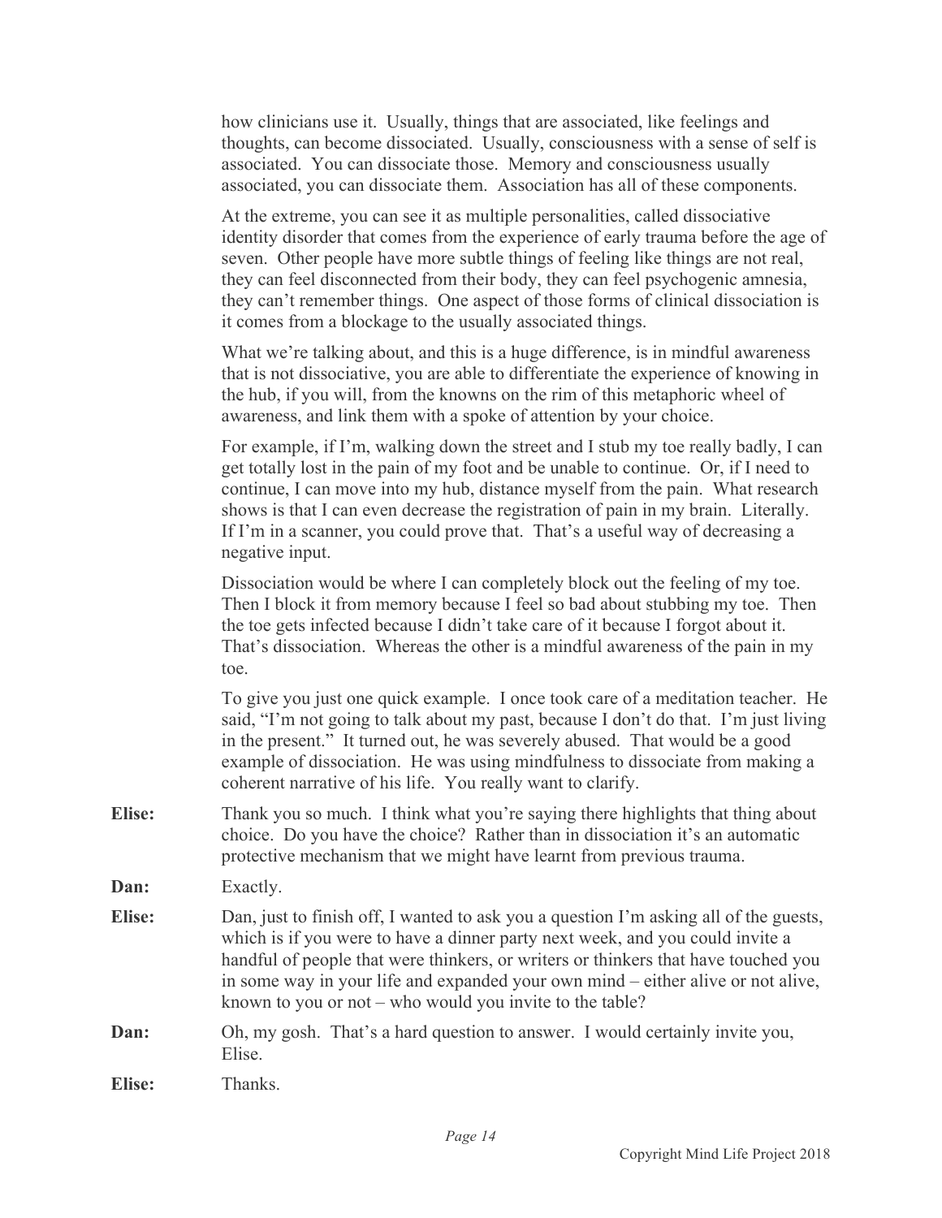how clinicians use it. Usually, things that are associated, like feelings and thoughts, can become dissociated. Usually, consciousness with a sense of self is associated. You can dissociate those. Memory and consciousness usually associated, you can dissociate them. Association has all of these components.

At the extreme, you can see it as multiple personalities, called dissociative identity disorder that comes from the experience of early trauma before the age of seven. Other people have more subtle things of feeling like things are not real, they can feel disconnected from their body, they can feel psychogenic amnesia, they can't remember things. One aspect of those forms of clinical dissociation is it comes from a blockage to the usually associated things.

What we're talking about, and this is a huge difference, is in mindful awareness that is not dissociative, you are able to differentiate the experience of knowing in the hub, if you will, from the knowns on the rim of this metaphoric wheel of awareness, and link them with a spoke of attention by your choice.

For example, if I'm, walking down the street and I stub my toe really badly, I can get totally lost in the pain of my foot and be unable to continue. Or, if I need to continue, I can move into my hub, distance myself from the pain. What research shows is that I can even decrease the registration of pain in my brain. Literally. If I'm in a scanner, you could prove that. That's a useful way of decreasing a negative input.

Dissociation would be where I can completely block out the feeling of my toe. Then I block it from memory because I feel so bad about stubbing my toe. Then the toe gets infected because I didn't take care of it because I forgot about it. That's dissociation. Whereas the other is a mindful awareness of the pain in my toe.

To give you just one quick example. I once took care of a meditation teacher. He said, "I'm not going to talk about my past, because I don't do that. I'm just living in the present." It turned out, he was severely abused. That would be a good example of dissociation. He was using mindfulness to dissociate from making a coherent narrative of his life. You really want to clarify.

**Elise:** Thank you so much. I think what you're saying there highlights that thing about choice. Do you have the choice? Rather than in dissociation it's an automatic protective mechanism that we might have learnt from previous trauma.

**Dan:** Exactly.

**Elise:** Dan, just to finish off, I wanted to ask you a question I'm asking all of the guests, which is if you were to have a dinner party next week, and you could invite a handful of people that were thinkers, or writers or thinkers that have touched you in some way in your life and expanded your own mind – either alive or not alive, known to you or not – who would you invite to the table?

**Dan:** Oh, my gosh. That's a hard question to answer. I would certainly invite you, Elise.

**Elise:** Thanks.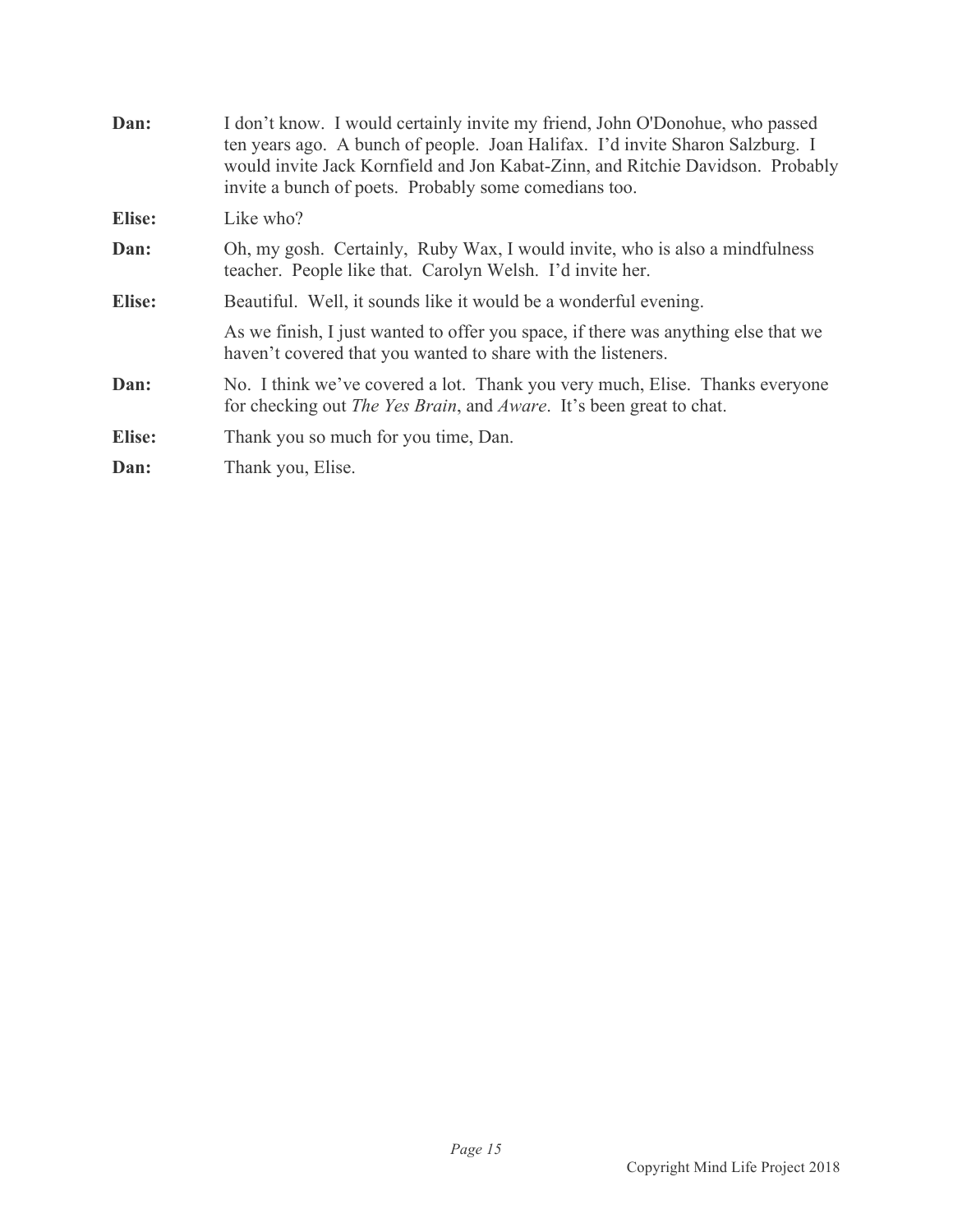**Dan:** I don't know. I would certainly invite my friend, John O'Donohue, who passed ten years ago. A bunch of people. Joan Halifax. I'd invite Sharon Salzburg. I would invite Jack Kornfield and Jon Kabat-Zinn, and Ritchie Davidson. Probably invite a bunch of poets. Probably some comedians too.

**Elise:** Like who?

**Dan:** Oh, my gosh. Certainly, Ruby Wax, I would invite, who is also a mindfulness teacher. People like that. Carolyn Welsh. I'd invite her.

**Elise:** Beautiful. Well, it sounds like it would be a wonderful evening.

As we finish, I just wanted to offer you space, if there was anything else that we haven't covered that you wanted to share with the listeners.

**Dan:** No. I think we've covered a lot. Thank you very much, Elise. Thanks everyone for checking out *The Yes Brain*, and *Aware*. It's been great to chat.

**Elise:** Thank you so much for you time, Dan.

**Dan:** Thank you, Elise.